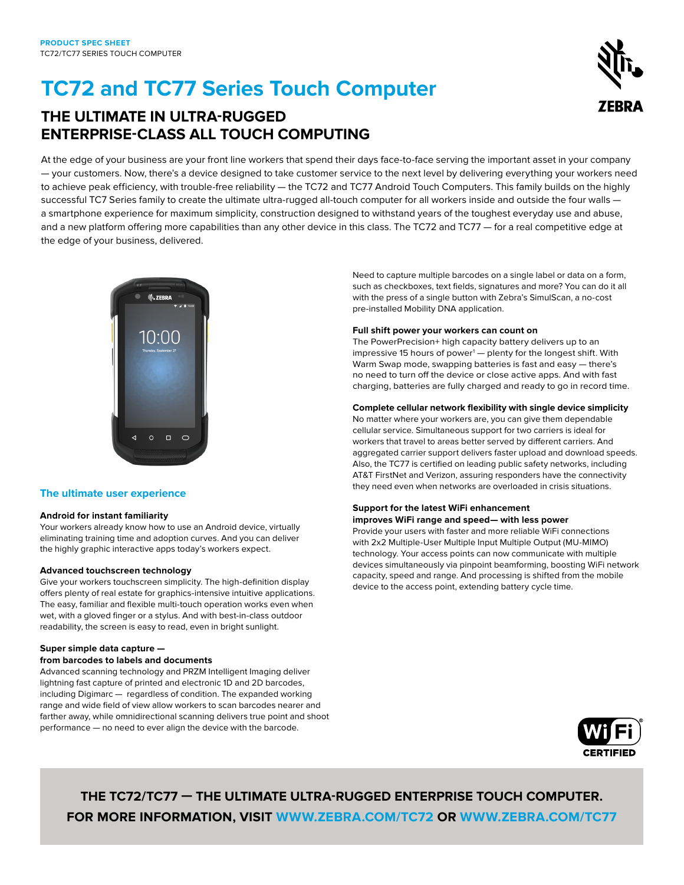PRODUCT SPEC SHEET
TC72/TC77 SERIES TOUCH COMPUTER

# TC72 and TC77 Series Touch Computer

## THE ULTIMATE IN ULTRA-RUGGED ENTERPRISE-CLASS ALL TOUCH COMPUTING

At the edge of your business are your front line workers that spend their days face-to-face serving the important asset in your company — your customers. Now, there's a device designed to take customer service to the next level by delivering everything your workers need to achieve peak efficiency, with trouble-free reliability — the TC72 and TC77 Android Touch Computers. This family builds on the highly successful TC7 Series family to create the ultimate ultra-rugged all-touch computer for all workers inside and outside the four walls — a smartphone experience for maximum simplicity, construction designed to withstand years of the toughest everyday use and abuse, and a new platform offering more capabilities than any other device in this class. The TC72 and TC77 — for a real competitive edge at the edge of your business, delivered.

### The ultimate user experience

**Android for instant familiarity**
Your workers already know how to use an Android device, virtually eliminating training time and adoption curves. And you can deliver the highly graphic interactive apps today's workers expect.

**Advanced touchscreen technology**
Give your workers touchscreen simplicity. The high-definition display offers plenty of real estate for graphics-intensive intuitive applications. The easy, familiar and flexible multi-touch operation works even when wet, with a gloved finger or a stylus. And with best-in-class outdoor readability, the screen is easy to read, even in bright sunlight.

**Super simple data capture — from barcodes to labels and documents**
Advanced scanning technology and PRZM Intelligent Imaging deliver lightning fast capture of printed and electronic 1D and 2D barcodes, including Digimarc — regardless of condition. The expanded working range and wide field of view allow workers to scan barcodes nearer and farther away, while omnidirectional scanning delivers true point and shoot performance — no need to ever align the device with the barcode.

Need to capture multiple barcodes on a single label or data on a form, such as checkboxes, text fields, signatures and more? You can do it all with the press of a single button with Zebra's SimulScan, a no-cost pre-installed Mobility DNA application.

**Full shift power your workers can count on**
The PowerPrecision+ high capacity battery delivers up to an impressive 15 hours of power[1] — plenty for the longest shift. With Warm Swap mode, swapping batteries is fast and easy — there's no need to turn off the device or close active apps. And with fast charging, batteries are fully charged and ready to go in record time.

**Complete cellular network flexibility with single device simplicity**
No matter where your workers are, you can give them dependable cellular service. Simultaneous support for two carriers is ideal for workers that travel to areas better served by different carriers. And aggregated carrier support delivers faster upload and download speeds. Also, the TC77 is certified on leading public safety networks, including AT&T FirstNet and Verizon, assuring responders have the connectivity they need even when networks are overloaded in crisis situations.

**Support for the latest WiFi enhancement improves WiFi range and speed— with less power**
Provide your users with faster and more reliable WiFi connections with 2x2 Multiple-User Multiple Input Multiple Output (MU-MIMO) technology. Your access points can now communicate with multiple devices simultaneously via pinpoint beamforming, boosting WiFi network capacity, speed and range. And processing is shifted from the mobile device to the access point, extending battery cycle time.

**THE TC72/TC77 — THE ULTIMATE ULTRA-RUGGED ENTERPRISE TOUCH COMPUTER. FOR MORE INFORMATION, VISIT WWW.ZEBRA.COM/TC72 OR WWW.ZEBRA.COM/TC77**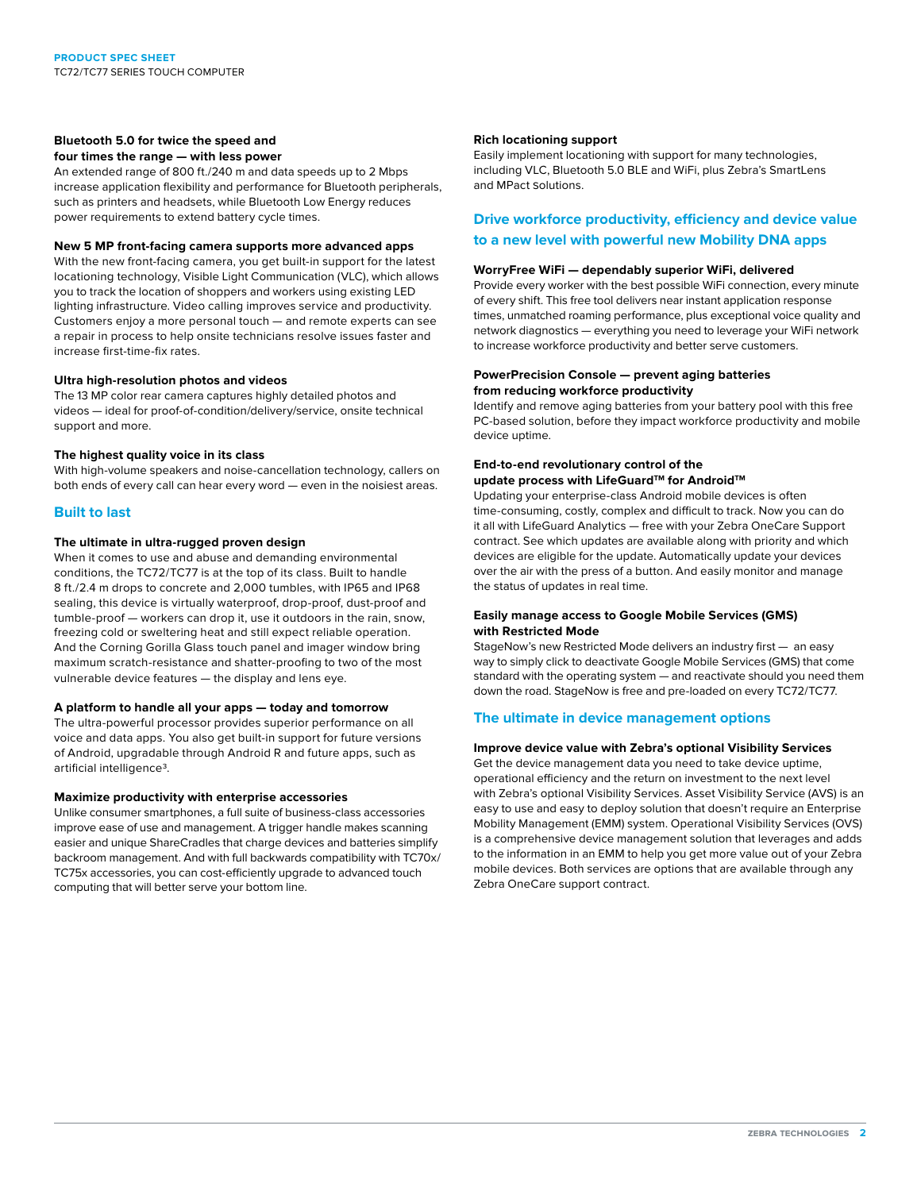### Bluetooth 5.0 for twice the speed and four times the range — with less power

An extended range of 800 ft./240 m and data speeds up to 2 Mbps increase application flexibility and performance for Bluetooth peripherals, such as printers and headsets, while Bluetooth Low Energy reduces power requirements to extend battery cycle times.

### New 5 MP front-facing camera supports more advanced apps

With the new front-facing camera, you get built-in support for the latest locationing technology, Visible Light Communication (VLC), which allows you to track the location of shoppers and workers using existing LED lighting infrastructure. Video calling improves service and productivity. Customers enjoy a more personal touch — and remote experts can see a repair in process to help onsite technicians resolve issues faster and increase first-time-fix rates.

### Ultra high-resolution photos and videos

The 13 MP color rear camera captures highly detailed photos and videos — ideal for proof-of-condition/delivery/service, onsite technical support and more.

### The highest quality voice in its class

With high-volume speakers and noise-cancellation technology, callers on both ends of every call can hear every word — even in the noisiest areas.

## Built to last

### The ultimate in ultra-rugged proven design

When it comes to use and abuse and demanding environmental conditions, the TC72/TC77 is at the top of its class. Built to handle 8 ft./2.4 m drops to concrete and 2,000 tumbles, with IP65 and IP68 sealing, this device is virtually waterproof, drop-proof, dust-proof and tumble-proof — workers can drop it, use it outdoors in the rain, snow, freezing cold or sweltering heat and still expect reliable operation. And the Corning Gorilla Glass touch panel and imager window bring maximum scratch-resistance and shatter-proofing to two of the most vulnerable device features — the display and lens eye.

### A platform to handle all your apps — today and tomorrow

The ultra-powerful processor provides superior performance on all voice and data apps. You also get built-in support for future versions of Android, upgradable through Android R and future apps, such as artificial intelligence[3].

### Maximize productivity with enterprise accessories

Unlike consumer smartphones, a full suite of business-class accessories improve ease of use and management. A trigger handle makes scanning easier and unique ShareCradles that charge devices and batteries simplify backroom management. And with full backwards compatibility with TC70x/TC75x accessories, you can cost-efficiently upgrade to advanced touch computing that will better serve your bottom line.

### Rich locationing support

Easily implement locationing with support for many technologies, including VLC, Bluetooth 5.0 BLE and WiFi, plus Zebra's SmartLens and MPact solutions.

## Drive workforce productivity, efficiency and device value to a new level with powerful new Mobility DNA apps

### WorryFree WiFi — dependably superior WiFi, delivered

Provide every worker with the best possible WiFi connection, every minute of every shift. This free tool delivers near instant application response times, unmatched roaming performance, plus exceptional voice quality and network diagnostics — everything you need to leverage your WiFi network to increase workforce productivity and better serve customers.

### PowerPrecision Console — prevent aging batteries from reducing workforce productivity

Identify and remove aging batteries from your battery pool with this free PC-based solution, before they impact workforce productivity and mobile device uptime.

### End-to-end revolutionary control of the update process with LifeGuard™ for Android™

Updating your enterprise-class Android mobile devices is often time-consuming, costly, complex and difficult to track. Now you can do it all with LifeGuard Analytics — free with your Zebra OneCare Support contract. See which updates are available along with priority and which devices are eligible for the update. Automatically update your devices over the air with the press of a button. And easily monitor and manage the status of updates in real time.

### Easily manage access to Google Mobile Services (GMS) with Restricted Mode

StageNow's new Restricted Mode delivers an industry first — an easy way to simply click to deactivate Google Mobile Services (GMS) that come standard with the operating system — and reactivate should you need them down the road. StageNow is free and pre-loaded on every TC72/TC77.

## The ultimate in device management options

### Improve device value with Zebra's optional Visibility Services

Get the device management data you need to take device uptime, operational efficiency and the return on investment to the next level with Zebra's optional Visibility Services. Asset Visibility Service (AVS) is an easy to use and easy to deploy solution that doesn't require an Enterprise Mobility Management (EMM) system. Operational Visibility Services (OVS) is a comprehensive device management solution that leverages and adds to the information in an EMM to help you get more value out of your Zebra mobile devices. Both services are options that are available through any Zebra OneCare support contract.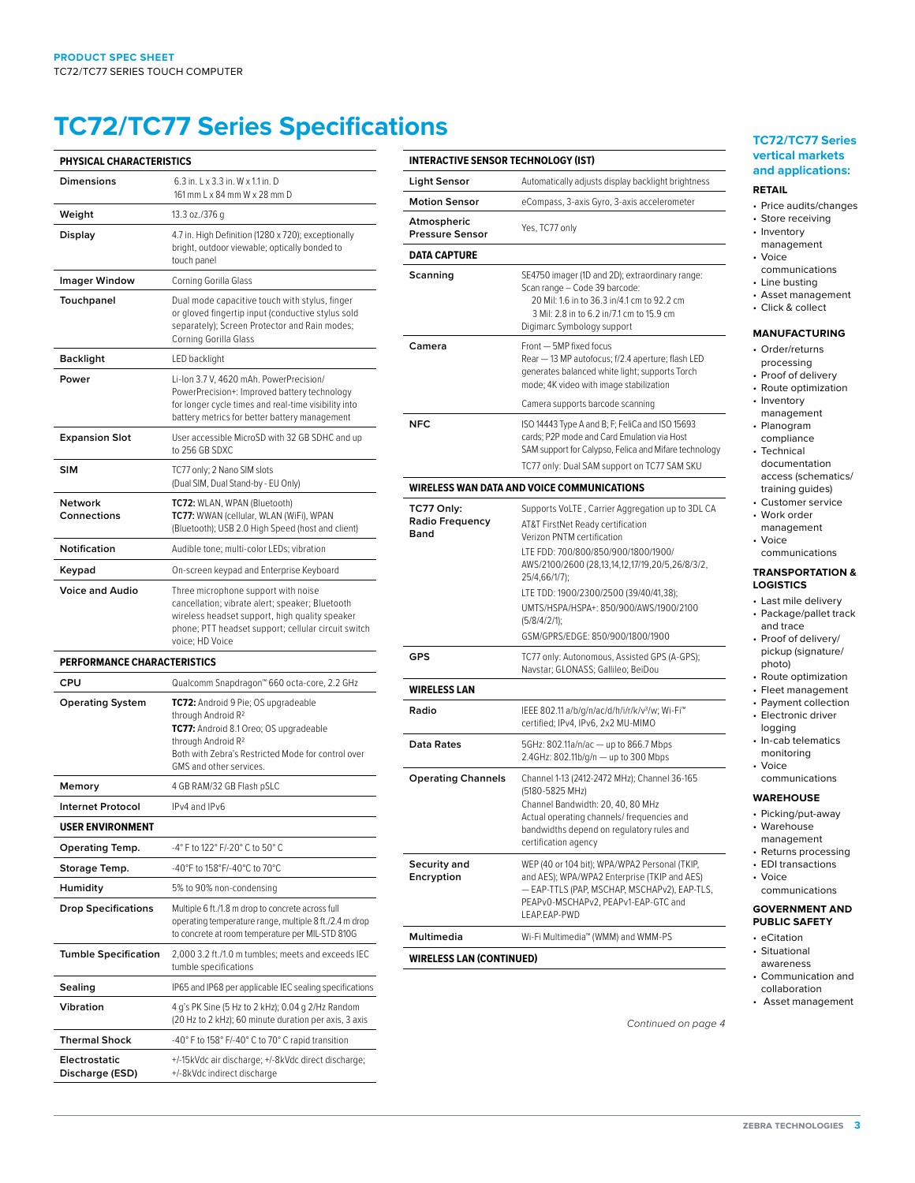# TC72/TC77 Series Specifications

| PHYSICAL CHARACTERISTICS | |
|---|---|
| Dimensions | 6.3 in. L x 3.3 in. W x 1.1 in. D<br>161 mm L x 84 mm W x 28 mm D |
| Weight | 13.3 oz./376 g |
| Display | 4.7 in. High Definition (1280 x 720); exceptionally bright, outdoor viewable; optically bonded to touch panel |
| Imager Window | Corning Gorilla Glass |
| Touchpanel | Dual mode capacitive touch with stylus, finger or gloved fingertip input (conductive stylus sold separately); Screen Protector and Rain modes; Corning Gorilla Glass |
| Backlight | LED backlight |
| Power | Li-Ion 3.7 V, 4620 mAh. PowerPrecision/ PowerPrecision+: Improved battery technology for longer cycle times and real-time visibility into battery metrics for better battery management |
| Expansion Slot | User accessible MicroSD with 32 GB SDHC and up to 256 GB SDXC |
| SIM | TC77 only; 2 Nano SIM slots<br>(Dual SIM, Dual Stand-by - EU Only) |
| Network Connections | **TC72:** WLAN, WPAN (Bluetooth)<br>**TC77:** WWAN (cellular, WLAN (WiFi), WPAN (Bluetooth); USB 2.0 High Speed (host and client) |
| Notification | Audible tone; multi-color LEDs; vibration |
| Keypad | On-screen keypad and Enterprise Keyboard |
| Voice and Audio | Three microphone support with noise cancellation; vibrate alert; speaker; Bluetooth wireless headset support, high quality speaker phone; PTT headset support; cellular circuit switch voice; HD Voice |

| PERFORMANCE CHARACTERISTICS | |
|---|---|
| CPU | Qualcomm Snapdragon™ 660 octa-core, 2.2 GHz |
| Operating System | **TC72:** Android 9 Pie; OS upgradeable through Android R[2]<br>**TC77:** Android 8.1 Oreo; OS upgradeable through Android R[2]<br>Both with Zebra's Restricted Mode for control over GMS and other services. |
| Memory | 4 GB RAM/32 GB Flash pSLC |
| Internet Protocol | IPv4 and IPv6 |

| USER ENVIRONMENT | |
|---|---|
| Operating Temp. | -4° F to 122° F/-20° C to 50° C |
| Storage Temp. | -40°F to 158°F/-40°C to 70°C |
| Humidity | 5% to 90% non-condensing |
| Drop Specifications | Multiple 6 ft./1.8 m drop to concrete across full operating temperature range, multiple 8 ft./2.4 m drop to concrete at room temperature per MIL-STD 810G |
| Tumble Specification | 2,000 3.2 ft./1.0 m tumbles; meets and exceeds IEC tumble specifications |
| Sealing | IP65 and IP68 per applicable IEC sealing specifications |
| Vibration | 4 g's PK Sine (5 Hz to 2 kHz); 0.04 g 2/Hz Random (20 Hz to 2 kHz); 60 minute duration per axis, 3 axis |
| Thermal Shock | -40° F to 158° F/-40° C to 70° C rapid transition |
| Electrostatic Discharge (ESD) | +/-15kVdc air discharge; +/-8kVdc direct discharge; +/-8kVdc indirect discharge |

| INTERACTIVE SENSOR TECHNOLOGY (IST) | |
|---|---|
| Light Sensor | Automatically adjusts display backlight brightness |
| Motion Sensor | eCompass, 3-axis Gyro, 3-axis accelerometer |
| Atmospheric Pressure Sensor | Yes, TC77 only |

| DATA CAPTURE | |
|---|---|
| Scanning | SE4750 imager (1D and 2D); extraordinary range:<br>Scan range – Code 39 barcode:<br>20 Mil: 1.6 in to 36.3 in/4.1 cm to 92.2 cm<br>3 Mil: 2.8 in to 6.2 in/7.1 cm to 15.9 cm<br>Digimarc Symbology support |
| Camera | Front — 5MP fixed focus<br>Rear — 13 MP autofocus; f/2.4 aperture; flash LED generates balanced white light; supports Torch mode; 4K video with image stabilization<br>Camera supports barcode scanning |
| NFC | ISO 14443 Type A and B; FeliCa and ISO 15693 cards; P2P mode and Card Emulation via Host SAM support for Calypso, Felica and Mifare technology<br>TC77 only: Dual SAM support on TC77 SAM SKU |

| WIRELESS WAN DATA AND VOICE COMMUNICATIONS | |
|---|---|
| TC77 Only: Radio Frequency Band | Supports VoLTE , Carrier Aggregation up to 3DL CA<br>AT&T FirstNet Ready certification<br>Verizon PNTM certification<br>LTE FDD: 700/800/850/900/1800/1900/ AWS/2100/2600 (28,13,14,12,17/19,20/5,26/8/3/2, 25/4,66/1/7);<br>LTE TDD: 1900/2300/2500 (39/40/41,38);<br>UMTS/HSPA/HSPA+: 850/900/AWS/1900/2100 (5/8/4/2/1);<br>GSM/GPRS/EDGE: 850/900/1800/1900 |
| GPS | TC77 only: Autonomous, Assisted GPS (A-GPS); Navstar; GLONASS; Gallileo; BeiDou |

| WIRELESS LAN | |
|---|---|
| Radio | IEEE 802.11 a/b/g/n/ac/d/h/i/r/k/v[3]/w; Wi-Fi™ certified; IPv4, IPv6, 2x2 MU-MIMO |
| Data Rates | 5GHz: 802.11a/n/ac — up to 866.7 Mbps<br>2.4GHz: 802.11b/g/n — up to 300 Mbps |
| Operating Channels | Channel 1-13 (2412-2472 MHz); Channel 36-165 (5180-5825 MHz)<br>Channel Bandwidth: 20, 40, 80 MHz<br>Actual operating channels/ frequencies and bandwidths depend on regulatory rules and certification agency |
| Security and Encryption | WEP (40 or 104 bit); WPA/WPA2 Personal (TKIP, and AES); WPA/WPA2 Enterprise (TKIP and AES) — EAP-TTLS (PAP, MSCHAP, MSCHAPv2), EAP-TLS, PEAPv0-MSCHAPv2, PEAPv1-EAP-GTC and LEAP.EAP-PWD |
| Multimedia | Wi-Fi Multimedia™ (WMM) and WMM-PS |

**WIRELESS LAN (CONTINUED)**

*Continued on page 4*

## TC72/TC77 Series vertical markets and applications:

### RETAIL

- Price audits/changes
- Store receiving
- Inventory management
- Voice communications
- Line busting
- Asset management
- Click & collect

### MANUFACTURING

- Order/returns processing
- Proof of delivery
- Route optimization
- Inventory management
- Planogram compliance
- Technical documentation access (schematics/ training guides)
- Customer service
- Work order management
- Voice communications

### TRANSPORTATION & LOGISTICS

- Last mile delivery
- Package/pallet track and trace
- Proof of delivery/ pickup (signature/ photo)
- Route optimization
- Fleet management
- Payment collection
- Electronic driver logging
- In-cab telematics monitoring
- Voice communications

### WAREHOUSE

- Picking/put-away
- Warehouse management
- Returns processing
- EDI transactions
- Voice communications

### GOVERNMENT AND PUBLIC SAFETY

- eCitation
- Situational awareness
- Communication and collaboration
- Asset management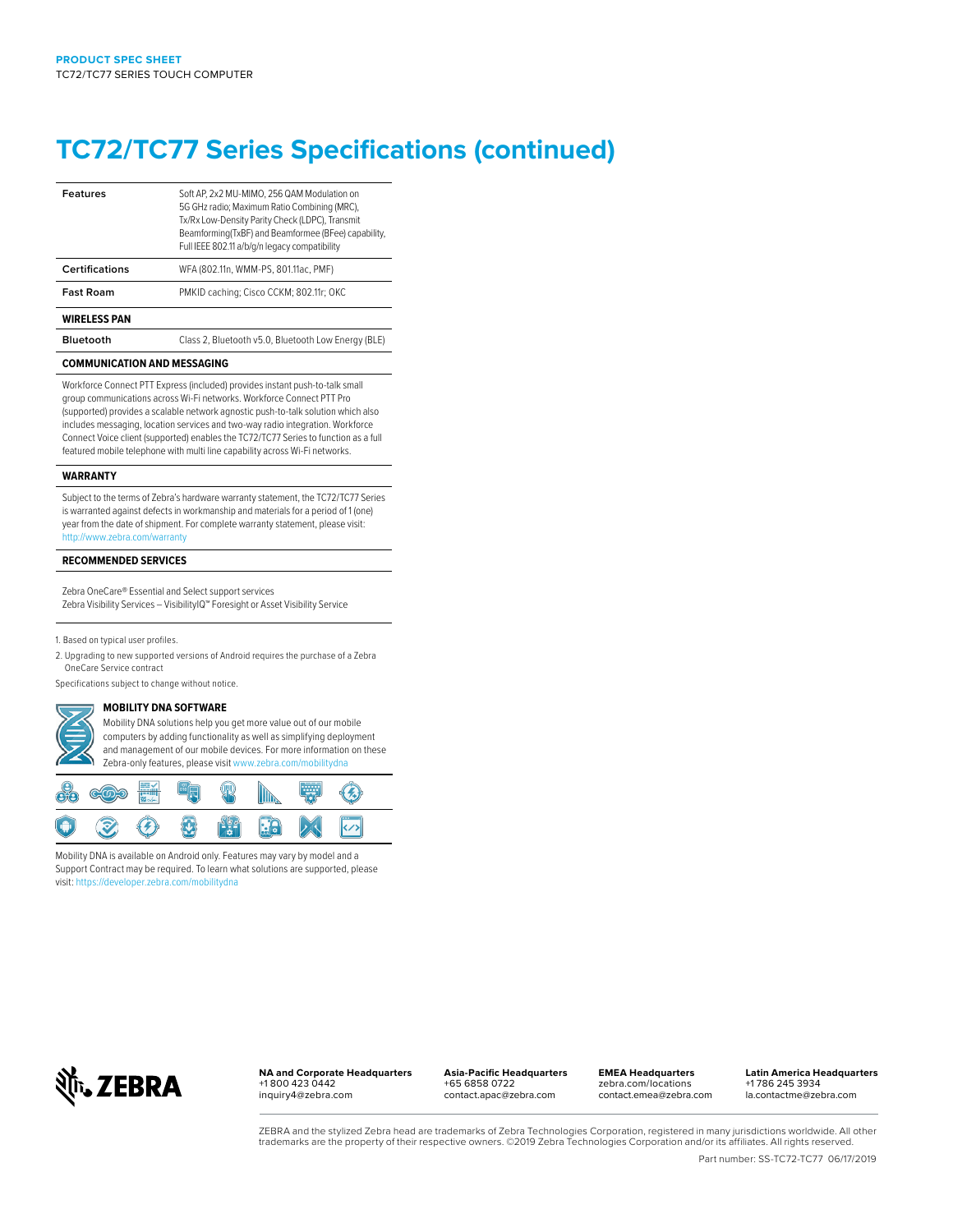# TC72/TC77 Series Specifications (continued)

| | |
|---|---|
| **Features** | Soft AP, 2x2 MU-MIMO, 256 QAM Modulation on 5G GHz radio; Maximum Ratio Combining (MRC), Tx/Rx Low-Density Parity Check (LDPC), Transmit Beamforming(TxBF) and Beamformee (BFee) capability, Full IEEE 802.11 a/b/g/n legacy compatibility |
| **Certifications** | WFA (802.11n, WMM-PS, 801.11ac, PMF) |
| **Fast Roam** | PMKID caching; Cisco CCKM; 802.11r; OKC |
| **WIRELESS PAN** | |
| **Bluetooth** | Class 2, Bluetooth v5.0, Bluetooth Low Energy (BLE) |

## COMMUNICATION AND MESSAGING

Workforce Connect PTT Express (included) provides instant push-to-talk small group communications across Wi-Fi networks. Workforce Connect PTT Pro (supported) provides a scalable network agnostic push-to-talk solution which also includes messaging, location services and two-way radio integration. Workforce Connect Voice client (supported) enables the TC72/TC77 Series to function as a full featured mobile telephone with multi line capability across Wi-Fi networks.

## WARRANTY

Subject to the terms of Zebra's hardware warranty statement, the TC72/TC77 Series is warranted against defects in workmanship and materials for a period of 1 (one) year from the date of shipment. For complete warranty statement, please visit: http://www.zebra.com/warranty

## RECOMMENDED SERVICES

Zebra OneCare® Essential and Select support services
Zebra Visibility Services – VisibilityIQ™ Foresight or Asset Visibility Service

1. Based on typical user profiles.
2. Upgrading to new supported versions of Android requires the purchase of a Zebra OneCare Service contract

Specifications subject to change without notice.

## MOBILITY DNA SOFTWARE

Mobility DNA solutions help you get more value out of our mobile computers by adding functionality as well as simplifying deployment and management of our mobile devices. For more information on these Zebra-only features, please visit www.zebra.com/mobilitydna

Mobility DNA is available on Android only. Features may vary by model and a Support Contract may be required. To learn what solutions are supported, please visit: https://developer.zebra.com/mobilitydna

**NA and Corporate Headquarters**
+1 800 423 0442
inquiry4@zebra.com

**Asia-Pacific Headquarters**
+65 6858 0722
contact.apac@zebra.com

**EMEA Headquarters**
zebra.com/locations
contact.emea@zebra.com

**Latin America Headquarters**
+1 786 245 3934
la.contactme@zebra.com

ZEBRA and the stylized Zebra head are trademarks of Zebra Technologies Corporation, registered in many jurisdictions worldwide. All other trademarks are the property of their respective owners. ©2019 Zebra Technologies Corporation and/or its affiliates. All rights reserved.

Part number: SS-TC72-TC77 06/17/2019